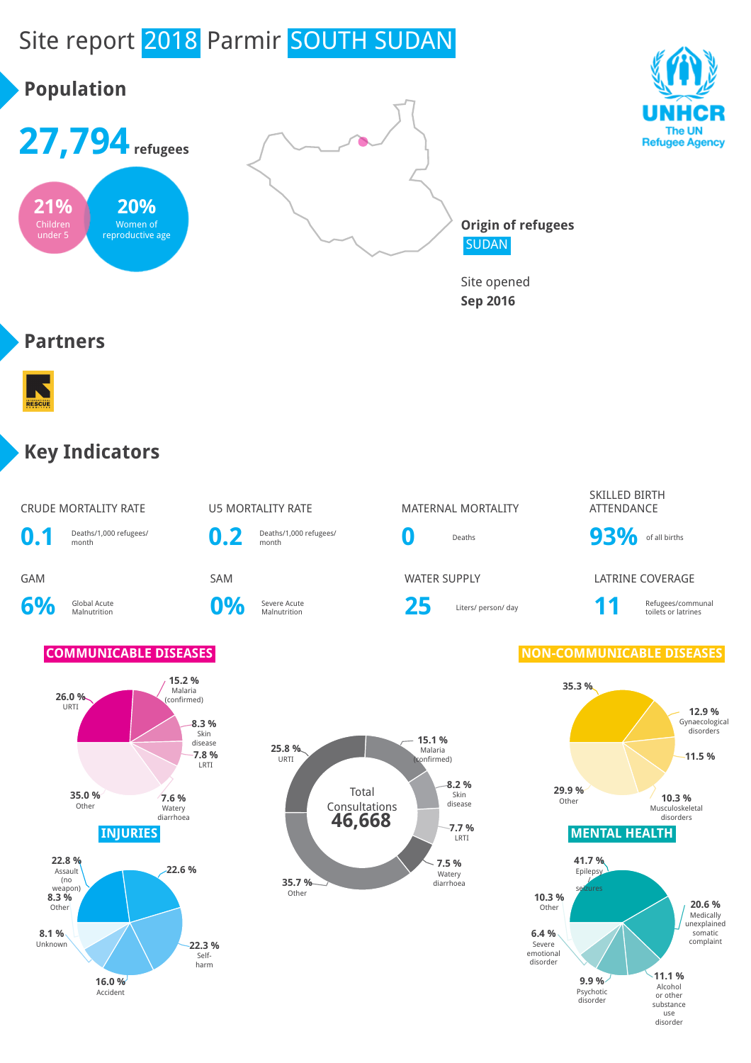# Site report 2018 Parmir SOUTH SUDAN

## Population

**27,794** refugees

**21%** Children under 5

**20%** Women of reproductive age

**Origin of refugees**
SUDAN

Site opened
**Sep 2016**

UNHCR
The UN Refugee Agency

## Partners

## Key Indicators

| CRUDE MORTALITY RATE | U5 MORTALITY RATE | MATERNAL MORTALITY | SKILLED BIRTH ATTENDANCE |
|---|---|---|---|
| **0.1** Deaths/1,000 refugees/ month | **0.2** Deaths/1,000 refugees/ month | **0** Deaths | **93%** of all births |

| GAM | SAM | WATER SUPPLY | LATRINE COVERAGE |
|---|---|---|---|
| **6%** Global Acute Malnutrition | **0%** Severe Acute Malnutrition | **25** Liters/ person/ day | **11** Refugees/communal toilets or latrines |

### COMMUNICABLE DISEASES

- 26.0 % URTI
- 15.2 % Malaria (confirmed)
- 8.3 % Skin disease
- 7.8 % LRTI
- 7.6 % Watery diarrhoea
- 35.0 % Other

### Total Consultations 46,668

- 25.8 % URTI
- 15.1 % Malaria (confirmed)
- 8.2 % Skin disease
- 7.7 % LRTI
- 7.5 % Watery diarrhoea
- 35.7 % Other

### NON-COMMUNICABLE DISEASES

- 35.3 %
- 12.9 % Gynaecological disorders
- 11.5 %
- 10.3 % Musculoskeletal disorders
- 29.9 % Other

### INJURIES

- 22.8 % Assault (no weapon)
- 22.6 %
- 22.3 % Self-harm
- 16.0 % Accident
- 8.1 % Unknown
- 8.3 % Other

### MENTAL HEALTH

- 41.7 % Epilepsy seizures
- 20.6 % Medically unexplained somatic complaint
- 11.1 % Alcohol or other substance use disorder
- 9.9 % Psychotic disorder
- 6.4 % Severe emotional disorder
- 10.3 % Other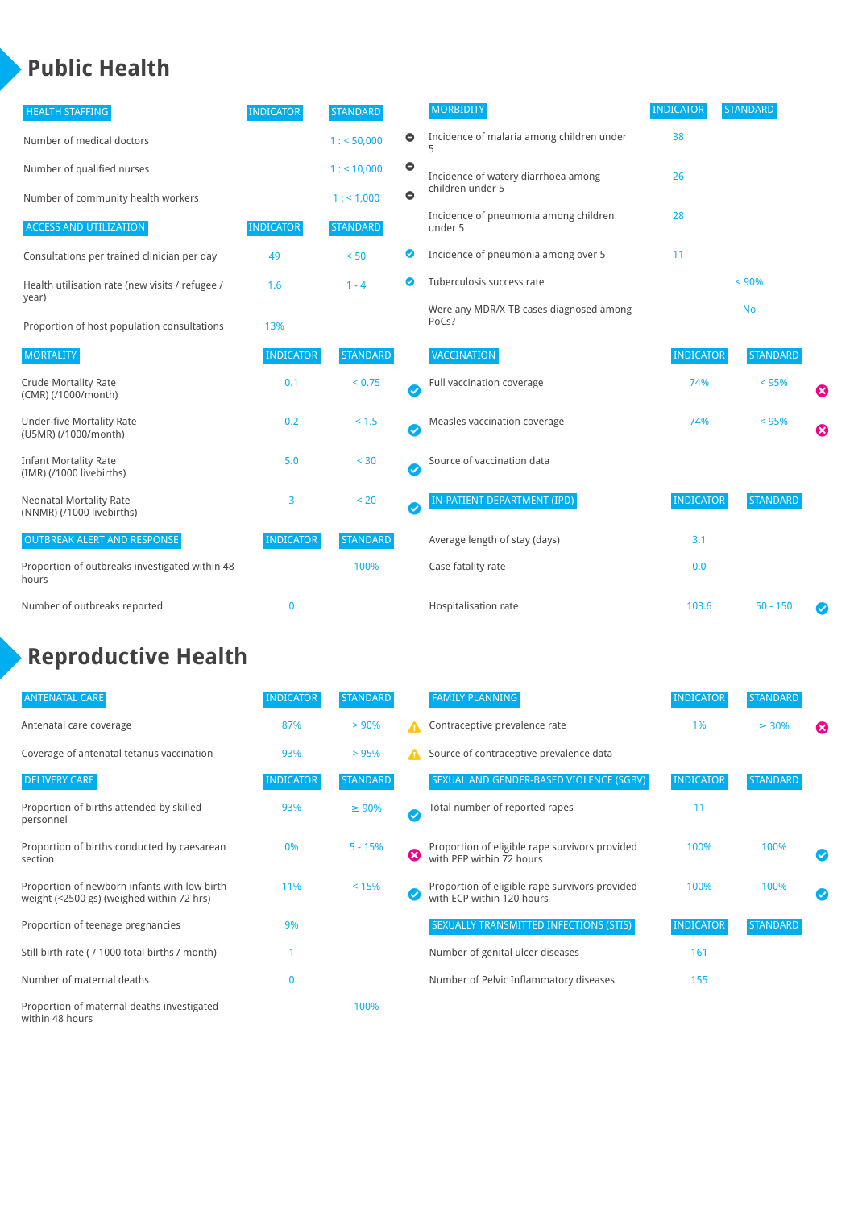# Public Health

| HEALTH STAFFING | INDICATOR | STANDARD | |
|---|---|---|---|
| Number of medical doctors | | 1 : < 50,000 | ⊖ |
| Number of qualified nurses | | 1 : < 10,000 | ⊖ |
| Number of community health workers | | 1 : < 1,000 | ⊖ |

| ACCESS AND UTILIZATION | INDICATOR | STANDARD | |
|---|---|---|---|
| Consultations per trained clinician per day | 49 | < 50 | ✔ |
| Health utilisation rate (new visits / refugee / year) | 1.6 | 1 - 4 | ✔ |
| Proportion of host population consultations | 13% | | |

| MORTALITY | INDICATOR | STANDARD | |
|---|---|---|---|
| Crude Mortality Rate (CMR) (/1000/month) | 0.1 | < 0.75 | ✔ |
| Under-five Mortality Rate (U5MR) (/1000/month) | 0.2 | < 1.5 | ✔ |
| Infant Mortality Rate (IMR) (/1000 livebirths) | 5.0 | < 30 | ✔ |
| Neonatal Mortality Rate (NNMR) (/1000 livebirths) | 3 | < 20 | ✔ |

| OUTBREAK ALERT AND RESPONSE | INDICATOR | STANDARD |
|---|---|---|
| Proportion of outbreaks investigated within 48 hours | | 100% |
| Number of outbreaks reported | 0 | |

| MORBIDITY | INDICATOR | STANDARD |
|---|---|---|
| Incidence of malaria among children under 5 | 38 | |
| Incidence of watery diarrhoea among children under 5 | 26 | |
| Incidence of pneumonia among children under 5 | 28 | |
| Incidence of pneumonia among over 5 | 11 | |
| Tuberculosis success rate | | < 90% |
| Were any MDR/X-TB cases diagnosed among PoCs? | | No |

| VACCINATION | INDICATOR | STANDARD | |
|---|---|---|---|
| Full vaccination coverage | 74% | < 95% | ✖ |
| Measles vaccination coverage | 74% | < 95% | ✖ |
| Source of vaccination data | | | |

| IN-PATIENT DEPARTMENT (IPD) | INDICATOR | STANDARD | |
|---|---|---|---|
| Average length of stay (days) | 3.1 | | |
| Case fatality rate | 0.0 | | |
| Hospitalisation rate | 103.6 | 50 - 150 | ✔ |

# Reproductive Health

| ANTENATAL CARE | INDICATOR | STANDARD | |
|---|---|---|---|
| Antenatal care coverage | 87% | > 90% | ⚠ |
| Coverage of antenatal tetanus vaccination | 93% | > 95% | ⚠ |

| DELIVERY CARE | INDICATOR | STANDARD | |
|---|---|---|---|
| Proportion of births attended by skilled personnel | 93% | ≥ 90% | ✔ |
| Proportion of births conducted by caesarean section | 0% | 5 - 15% | ✖ |
| Proportion of newborn infants with low birth weight (<2500 gs) (weighed within 72 hrs) | 11% | < 15% | ✔ |
| Proportion of teenage pregnancies | 9% | | |
| Still birth rate ( / 1000 total births / month) | 1 | | |
| Number of maternal deaths | 0 | | |
| Proportion of maternal deaths investigated within 48 hours | | 100% | |

| FAMILY PLANNING | INDICATOR | STANDARD | |
|---|---|---|---|
| Contraceptive prevalence rate | 1% | ≥ 30% | ✖ |
| Source of contraceptive prevalence data | | | |

| SEXUAL AND GENDER-BASED VIOLENCE (SGBV) | INDICATOR | STANDARD | |
|---|---|---|---|
| Total number of reported rapes | 11 | | |
| Proportion of eligible rape survivors provided with PEP within 72 hours | 100% | 100% | ✔ |
| Proportion of eligible rape survivors provided with ECP within 120 hours | 100% | 100% | ✔ |

| SEXUALLY TRANSMITTED INFECTIONS (STIS) | INDICATOR | STANDARD |
|---|---|---|
| Number of genital ulcer diseases | 161 | |
| Number of Pelvic Inflammatory diseases | 155 | |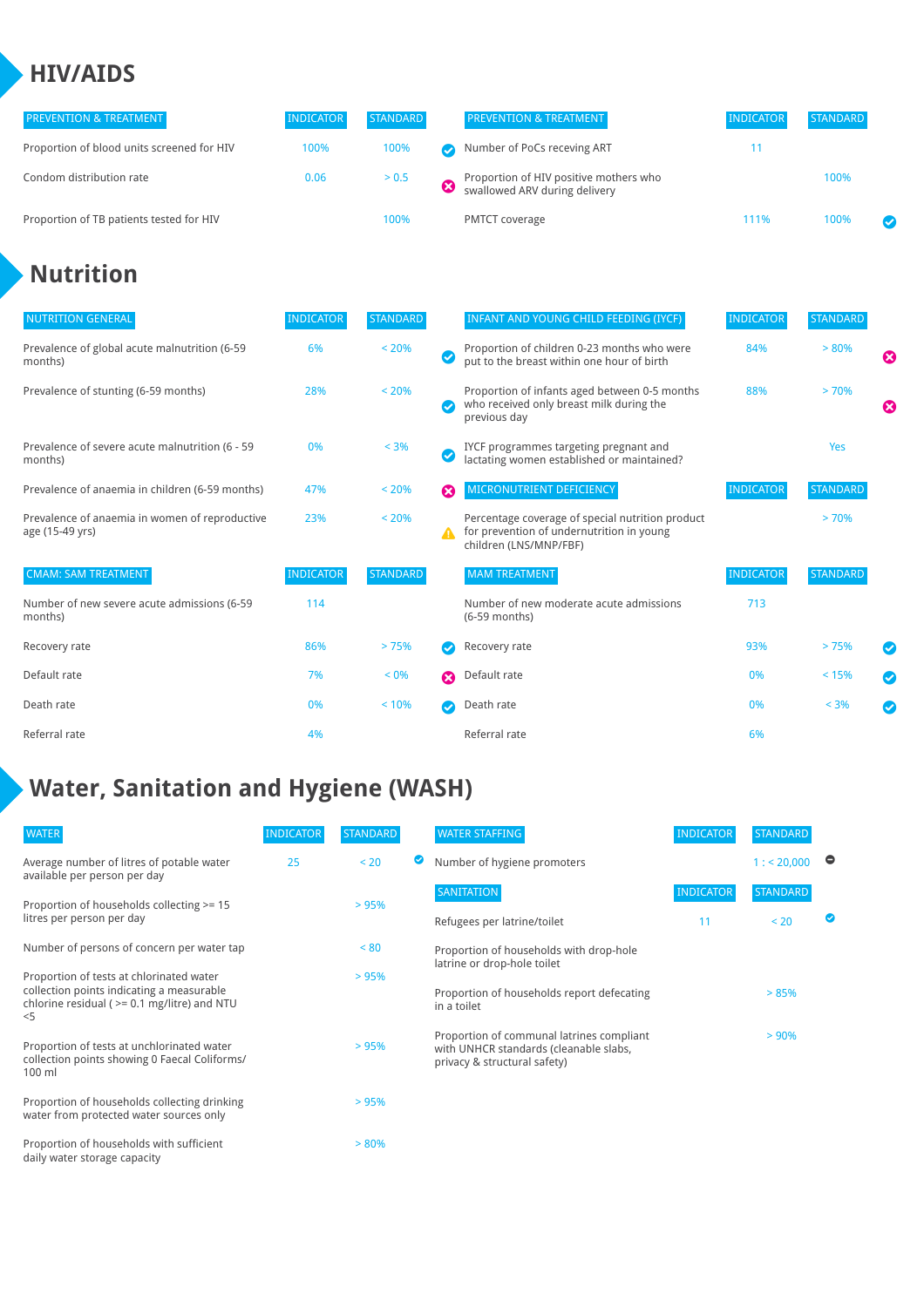# HIV/AIDS

| PREVENTION & TREATMENT | INDICATOR | STANDARD | |
|---|---|---|---|
| Proportion of blood units screened for HIV | 100% | 100% | ✔ |
| Condom distribution rate | 0.06 | > 0.5 | ✖ |
| Proportion of TB patients tested for HIV | | 100% | |

| PREVENTION & TREATMENT | INDICATOR | STANDARD | |
|---|---|---|---|
| Number of PoCs receving ART | 11 | | |
| Proportion of HIV positive mothers who swallowed ARV during delivery | | 100% | |
| PMTCT coverage | 111% | 100% | ✔ |

# Nutrition

| NUTRITION GENERAL | INDICATOR | STANDARD | |
|---|---|---|---|
| Prevalence of global acute malnutrition (6-59 months) | 6% | < 20% | ✔ |
| Prevalence of stunting (6-59 months) | 28% | < 20% | ✔ |
| Prevalence of severe acute malnutrition (6 - 59 months) | 0% | < 3% | ✔ |
| Prevalence of anaemia in children (6-59 months) | 47% | < 20% | ✖ |
| Prevalence of anaemia in women of reproductive age (15-49 yrs) | 23% | < 20% | ⚠ |

| INFANT AND YOUNG CHILD FEEDING (IYCF) | INDICATOR | STANDARD | |
|---|---|---|---|
| Proportion of children 0-23 months who were put to the breast within one hour of birth | 84% | > 80% | ✖ |
| Proportion of infants aged between 0-5 months who received only breast milk during the previous day | 88% | > 70% | ✖ |
| IYCF programmes targeting pregnant and lactating women established or maintained? | | Yes | |

| MICRONUTRIENT DEFICIENCY | INDICATOR | STANDARD | |
|---|---|---|---|
| Percentage coverage of special nutrition product for prevention of undernutrition in young children (LNS/MNP/FBF) | | > 70% | |

| CMAM: SAM TREATMENT | INDICATOR | STANDARD | |
|---|---|---|---|
| Number of new severe acute admissions (6-59 months) | 114 | | |
| Recovery rate | 86% | > 75% | ✔ |
| Default rate | 7% | < 0% | ✖ |
| Death rate | 0% | < 10% | ✔ |
| Referral rate | 4% | | |

| MAM TREATMENT | INDICATOR | STANDARD | |
|---|---|---|---|
| Number of new moderate acute admissions (6-59 months) | 713 | | |
| Recovery rate | 93% | > 75% | ✔ |
| Default rate | 0% | < 15% | ✔ |
| Death rate | 0% | < 3% | ✔ |
| Referral rate | 6% | | |

# Water, Sanitation and Hygiene (WASH)

| WATER | INDICATOR | STANDARD | |
|---|---|---|---|
| Average number of litres of potable water available per person per day | 25 | < 20 | ✔ |
| Proportion of households collecting >= 15 litres per person per day | | > 95% | |
| Number of persons of concern per water tap | | < 80 | |
| Proportion of tests at chlorinated water collection points indicating a measurable chlorine residual ( >= 0.1 mg/litre) and NTU <5 | | > 95% | |
| Proportion of tests at unchlorinated water collection points showing 0 Faecal Coliforms/ 100 ml | | > 95% | |
| Proportion of households collecting drinking water from protected water sources only | | > 95% | |
| Proportion of households with sufficient daily water storage capacity | | > 80% | |

| WATER STAFFING | INDICATOR | STANDARD | |
|---|---|---|---|
| Number of hygiene promoters | | 1 : < 20,000 | ● |

| SANITATION | INDICATOR | STANDARD | |
|---|---|---|---|
| Refugees per latrine/toilet | 11 | < 20 | ✔ |
| Proportion of households with drop-hole latrine or drop-hole toilet | | | |
| Proportion of households report defecating in a toilet | | > 85% | |
| Proportion of communal latrines compliant with UNHCR standards (cleanable slabs, privacy & structural safety) | | > 90% | |